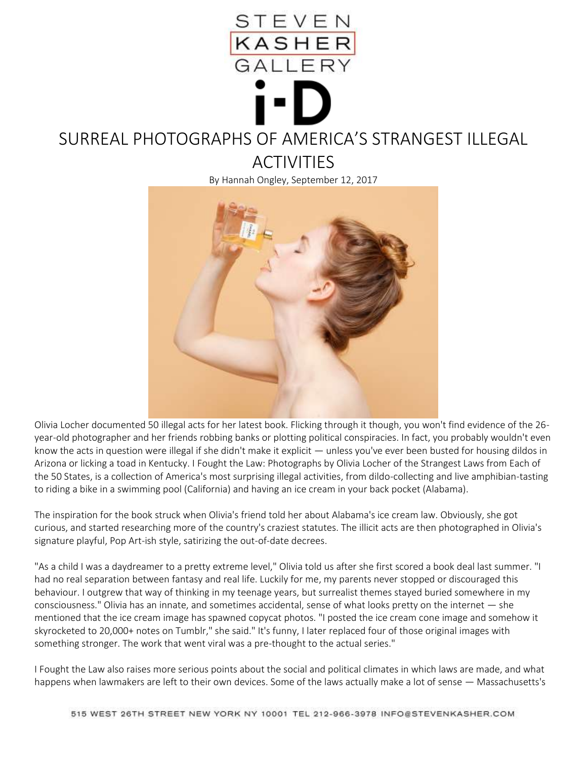# SURREAL PHOTOGRAPHS OF AMERICA'S STRANGEST ILLEGAL ACTIVITIES

By Hannah Ongley, September 12, 2017

Olivia Locher documented 50 illegal acts for her latest book. Flicking through it though, you won't find evidence of the 26-year-old photographer and her friends robbing banks or plotting political conspiracies. In fact, you probably wouldn't even know the acts in question were illegal if she didn't make it explicit — unless you've ever been busted for housing dildos in Arizona or licking a toad in Kentucky. I Fought the Law: Photographs by Olivia Locher of the Strangest Laws from Each of the 50 States, is a collection of America's most surprising illegal activities, from dildo-collecting and live amphibian-tasting to riding a bike in a swimming pool (California) and having an ice cream in your back pocket (Alabama).

The inspiration for the book struck when Olivia's friend told her about Alabama's ice cream law. Obviously, she got curious, and started researching more of the country's craziest statutes. The illicit acts are then photographed in Olivia's signature playful, Pop Art-ish style, satirizing the out-of-date decrees.

"As a child I was a daydreamer to a pretty extreme level," Olivia told us after she first scored a book deal last summer. "I had no real separation between fantasy and real life. Luckily for me, my parents never stopped or discouraged this behaviour. I outgrew that way of thinking in my teenage years, but surrealist themes stayed buried somewhere in my consciousness." Olivia has an innate, and sometimes accidental, sense of what looks pretty on the internet — she mentioned that the ice cream image has spawned copycat photos. "I posted the ice cream cone image and somehow it skyrocketed to 20,000+ notes on Tumblr," she said." It's funny, I later replaced four of those original images with something stronger. The work that went viral was a pre-thought to the actual series."

I Fought the Law also raises more serious points about the social and political climates in which laws are made, and what happens when lawmakers are left to their own devices. Some of the laws actually make a lot of sense — Massachusetts's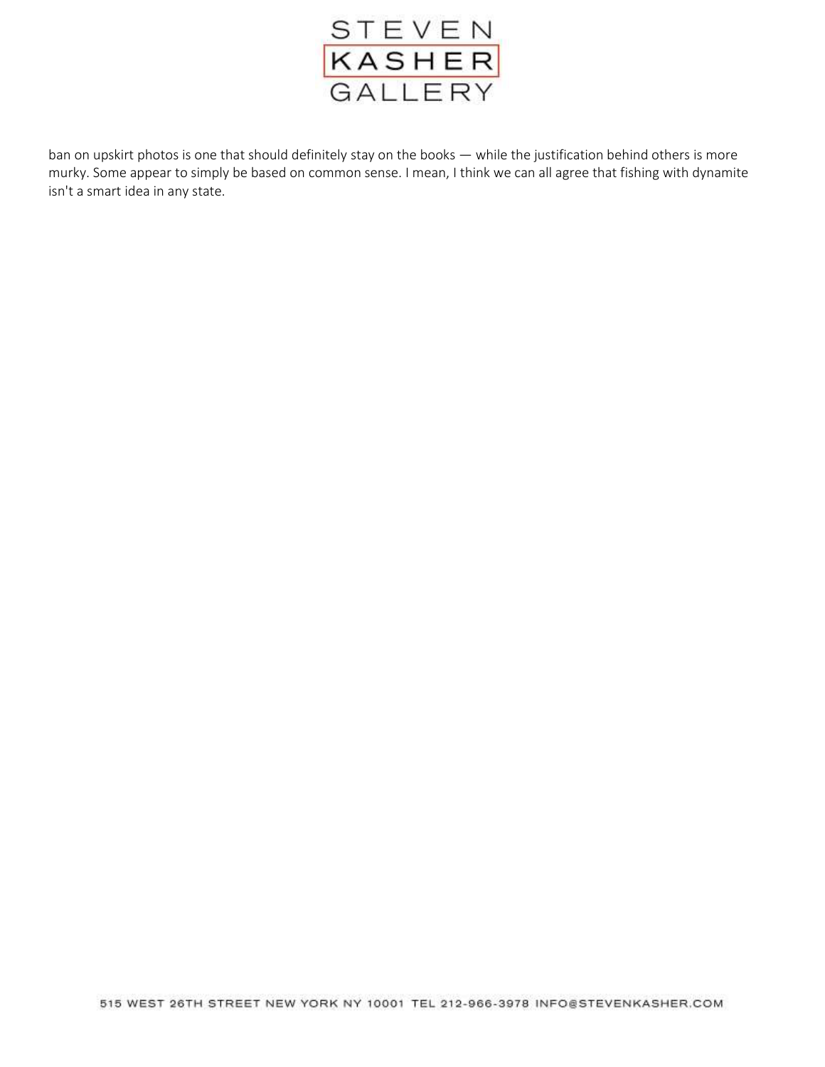ban on upskirt photos is one that should definitely stay on the books — while the justification behind others is more murky. Some appear to simply be based on common sense. I mean, I think we can all agree that fishing with dynamite isn't a smart idea in any state.